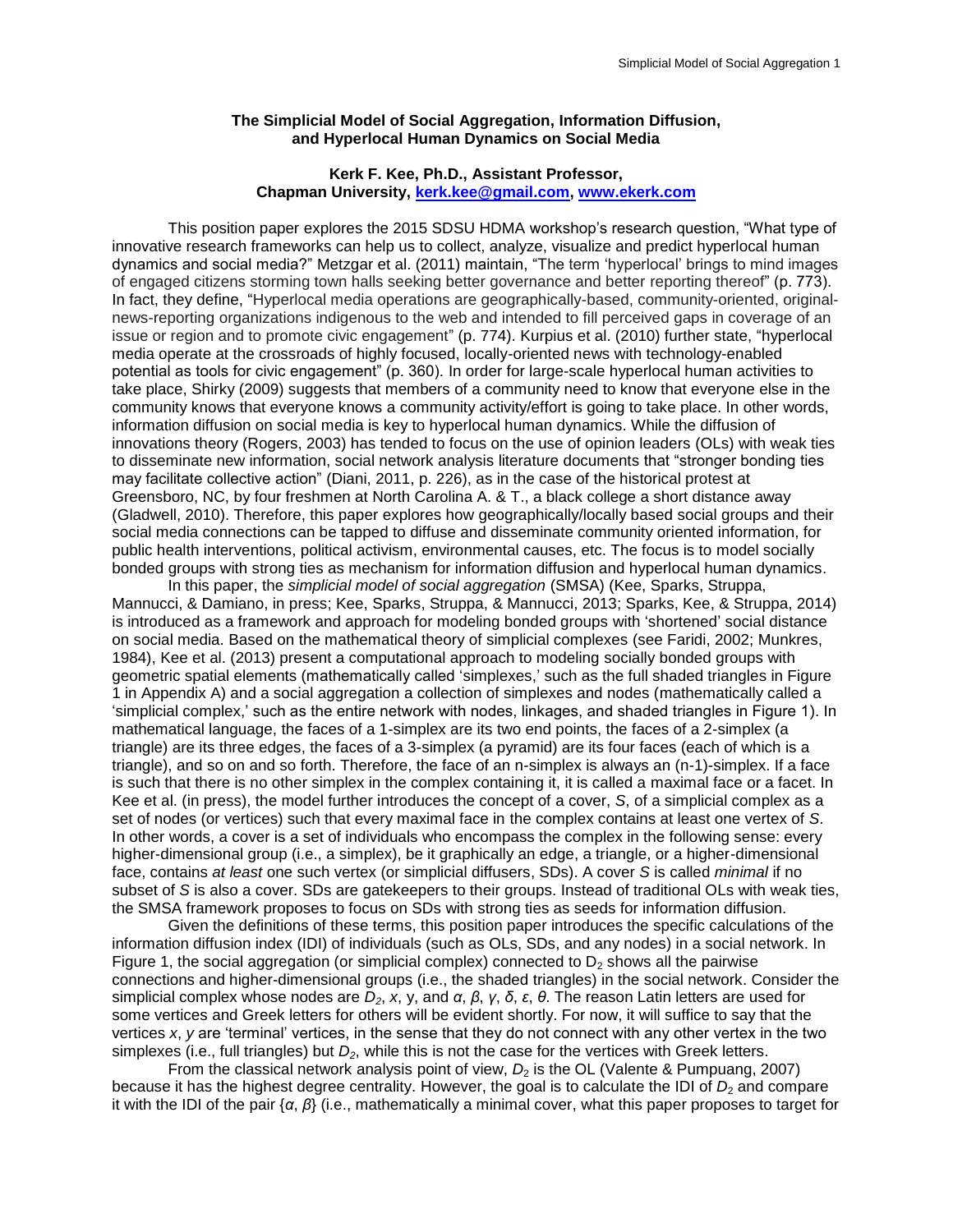**The Simplicial Model of Social Aggregation, Information Diffusion, and Hyperlocal Human Dynamics on Social Media**

**Kerk F. Kee, Ph.D., Assistant Professor, Chapman University, kerk.kee@gmail.com, www.ekerk.com**

This position paper explores the 2015 SDSU HDMA workshop's research question, "What type of innovative research frameworks can help us to collect, analyze, visualize and predict hyperlocal human dynamics and social media?" Metzgar et al. (2011) maintain, "The term 'hyperlocal' brings to mind images of engaged citizens storming town halls seeking better governance and better reporting thereof" (p. 773). In fact, they define, "Hyperlocal media operations are geographically-based, community-oriented, original-news-reporting organizations indigenous to the web and intended to fill perceived gaps in coverage of an issue or region and to promote civic engagement" (p. 774). Kurpius et al. (2010) further state, "hyperlocal media operate at the crossroads of highly focused, locally-oriented news with technology-enabled potential as tools for civic engagement" (p. 360). In order for large-scale hyperlocal human activities to take place, Shirky (2009) suggests that members of a community need to know that everyone else in the community knows that everyone knows a community activity/effort is going to take place. In other words, information diffusion on social media is key to hyperlocal human dynamics. While the diffusion of innovations theory (Rogers, 2003) has tended to focus on the use of opinion leaders (OLs) with weak ties to disseminate new information, social network analysis literature documents that "stronger bonding ties may facilitate collective action" (Diani, 2011, p. 226), as in the case of the historical protest at Greensboro, NC, by four freshmen at North Carolina A. & T., a black college a short distance away (Gladwell, 2010). Therefore, this paper explores how geographically/locally based social groups and their social media connections can be tapped to diffuse and disseminate community oriented information, for public health interventions, political activism, environmental causes, etc. The focus is to model socially bonded groups with strong ties as mechanism for information diffusion and hyperlocal human dynamics.

In this paper, the *simplicial model of social aggregation* (SMSA) (Kee, Sparks, Struppa, Mannucci, & Damiano, in press; Kee, Sparks, Struppa, & Mannucci, 2013; Sparks, Kee, & Struppa, 2014) is introduced as a framework and approach for modeling bonded groups with 'shortened' social distance on social media. Based on the mathematical theory of simplicial complexes (see Faridi, 2002; Munkres, 1984), Kee et al. (2013) present a computational approach to modeling socially bonded groups with geometric spatial elements (mathematically called 'simplexes,' such as the full shaded triangles in Figure 1 in Appendix A) and a social aggregation a collection of simplexes and nodes (mathematically called a 'simplicial complex,' such as the entire network with nodes, linkages, and shaded triangles in Figure 1). In mathematical language, the faces of a 1-simplex are its two end points, the faces of a 2-simplex (a triangle) are its three edges, the faces of a 3-simplex (a pyramid) are its four faces (each of which is a triangle), and so on and so forth. Therefore, the face of an n-simplex is always an (n-1)-simplex. If a face is such that there is no other simplex in the complex containing it, it is called a maximal face or a facet. In Kee et al. (in press), the model further introduces the concept of a cover, *S*, of a simplicial complex as a set of nodes (or vertices) such that every maximal face in the complex contains at least one vertex of *S*. In other words, a cover is a set of individuals who encompass the complex in the following sense: every higher-dimensional group (i.e., a simplex), be it graphically an edge, a triangle, or a higher-dimensional face, contains *at least* one such vertex (or simplicial diffusers, SDs). A cover *S* is called *minimal* if no subset of *S* is also a cover. SDs are gatekeepers to their groups. Instead of traditional OLs with weak ties, the SMSA framework proposes to focus on SDs with strong ties as seeds for information diffusion.

Given the definitions of these terms, this position paper introduces the specific calculations of the information diffusion index (IDI) of individuals (such as OLs, SDs, and any nodes) in a social network. In Figure 1, the social aggregation (or simplicial complex) connected to $D_2$ shows all the pairwise connections and higher-dimensional groups (i.e., the shaded triangles) in the social network. Consider the simplicial complex whose nodes are $D_2$, $x$, y, and $\alpha$, $\beta$, $\gamma$, $\delta$, $\varepsilon$, $\theta$. The reason Latin letters are used for some vertices and Greek letters for others will be evident shortly. For now, it will suffice to say that the vertices $x$, $y$ are 'terminal' vertices, in the sense that they do not connect with any other vertex in the two simplexes (i.e., full triangles) but $D_2$, while this is not the case for the vertices with Greek letters.

From the classical network analysis point of view, $D_2$ is the OL (Valente & Pumpuang, 2007) because it has the highest degree centrality. However, the goal is to calculate the IDI of $D_2$ and compare it with the IDI of the pair $\{\alpha, \beta\}$ (i.e., mathematically a minimal cover, what this paper proposes to target for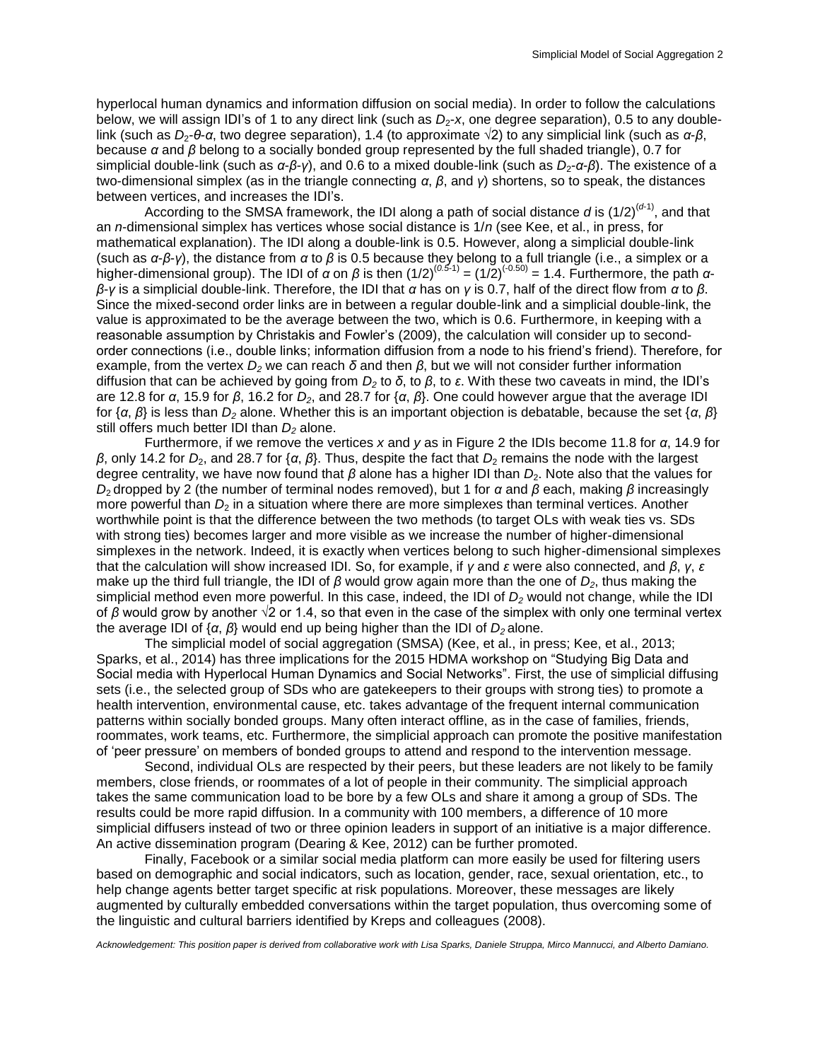hyperlocal human dynamics and information diffusion on social media). In order to follow the calculations below, we will assign IDI's of 1 to any direct link (such as $D_2$-$x$, one degree separation), 0.5 to any double-link (such as $D_2$-$\theta$-$\alpha$, two degree separation), 1.4 (to approximate $\sqrt{2}$) to any simplicial link (such as $\alpha$-$\beta$, because $\alpha$ and $\beta$ belong to a socially bonded group represented by the full shaded triangle), 0.7 for simplicial double-link (such as $\alpha$-$\beta$-$\gamma$), and 0.6 to a mixed double-link (such as $D_2$-$\alpha$-$\beta$). The existence of a two-dimensional simplex (as in the triangle connecting $\alpha$, $\beta$, and $\gamma$) shortens, so to speak, the distances between vertices, and increases the IDI's.

According to the SMSA framework, the IDI along a path of social distance $d$ is $(1/2)^{(d-1)}$, and that an $n$-dimensional simplex has vertices whose social distance is $1/n$ (see Kee, et al., in press, for mathematical explanation). The IDI along a double-link is 0.5. However, along a simplicial double-link (such as $\alpha$-$\beta$-$\gamma$), the distance from $\alpha$ to $\beta$ is 0.5 because they belong to a full triangle (i.e., a simplex or a higher-dimensional group). The IDI of $\alpha$ on $\beta$ is then $(1/2)^{(0.5-1)} = (1/2)^{(-0.50)} = 1.4$. Furthermore, the path $\alpha$-$\beta$-$\gamma$ is a simplicial double-link. Therefore, the IDI that $\alpha$ has on $\gamma$ is 0.7, half of the direct flow from $\alpha$ to $\beta$. Since the mixed-second order links are in between a regular double-link and a simplicial double-link, the value is approximated to be the average between the two, which is 0.6. Furthermore, in keeping with a reasonable assumption by Christakis and Fowler's (2009), the calculation will consider up to second-order connections (i.e., double links; information diffusion from a node to his friend's friend). Therefore, for example, from the vertex $D_2$ we can reach $\delta$ and then $\beta$, but we will not consider further information diffusion that can be achieved by going from $D_2$ to $\delta$, to $\beta$, to $\varepsilon$. With these two caveats in mind, the IDI's are 12.8 for $\alpha$, 15.9 for $\beta$, 16.2 for $D_2$, and 28.7 for $\{\alpha, \beta\}$. One could however argue that the average IDI for $\{\alpha, \beta\}$ is less than $D_2$ alone. Whether this is an important objection is debatable, because the set $\{\alpha, \beta\}$ still offers much better IDI than $D_2$ alone.

Furthermore, if we remove the vertices $x$ and $y$ as in Figure 2 the IDIs become 11.8 for $\alpha$, 14.9 for $\beta$, only 14.2 for $D_2$, and 28.7 for $\{\alpha, \beta\}$. Thus, despite the fact that $D_2$ remains the node with the largest degree centrality, we have now found that $\beta$ alone has a higher IDI than $D_2$. Note also that the values for $D_2$ dropped by 2 (the number of terminal nodes removed), but 1 for $\alpha$ and $\beta$ each, making $\beta$ increasingly more powerful than $D_2$ in a situation where there are more simplexes than terminal vertices. Another worthwhile point is that the difference between the two methods (to target OLs with weak ties vs. SDs with strong ties) becomes larger and more visible as we increase the number of higher-dimensional simplexes in the network. Indeed, it is exactly when vertices belong to such higher-dimensional simplexes that the calculation will show increased IDI. So, for example, if $\gamma$ and $\varepsilon$ were also connected, and $\beta$, $\gamma$, $\varepsilon$ make up the third full triangle, the IDI of $\beta$ would grow again more than the one of $D_2$, thus making the simplicial method even more powerful. In this case, indeed, the IDI of $D_2$ would not change, while the IDI of $\beta$ would grow by another $\sqrt{2}$ or 1.4, so that even in the case of the simplex with only one terminal vertex the average IDI of $\{\alpha, \beta\}$ would end up being higher than the IDI of $D_2$ alone.

The simplicial model of social aggregation (SMSA) (Kee, et al., in press; Kee, et al., 2013; Sparks, et al., 2014) has three implications for the 2015 HDMA workshop on "Studying Big Data and Social media with Hyperlocal Human Dynamics and Social Networks". First, the use of simplicial diffusing sets (i.e., the selected group of SDs who are gatekeepers to their groups with strong ties) to promote a health intervention, environmental cause, etc. takes advantage of the frequent internal communication patterns within socially bonded groups. Many often interact offline, as in the case of families, friends, roommates, work teams, etc. Furthermore, the simplicial approach can promote the positive manifestation of 'peer pressure' on members of bonded groups to attend and respond to the intervention message.

Second, individual OLs are respected by their peers, but these leaders are not likely to be family members, close friends, or roommates of a lot of people in their community. The simplicial approach takes the same communication load to be bore by a few OLs and share it among a group of SDs. The results could be more rapid diffusion. In a community with 100 members, a difference of 10 more simplicial diffusers instead of two or three opinion leaders in support of an initiative is a major difference. An active dissemination program (Dearing & Kee, 2012) can be further promoted.

Finally, Facebook or a similar social media platform can more easily be used for filtering users based on demographic and social indicators, such as location, gender, race, sexual orientation, etc., to help change agents better target specific at risk populations. Moreover, these messages are likely augmented by culturally embedded conversations within the target population, thus overcoming some of the linguistic and cultural barriers identified by Kreps and colleagues (2008).

*Acknowledgement: This position paper is derived from collaborative work with Lisa Sparks, Daniele Struppa, Mirco Mannucci, and Alberto Damiano.*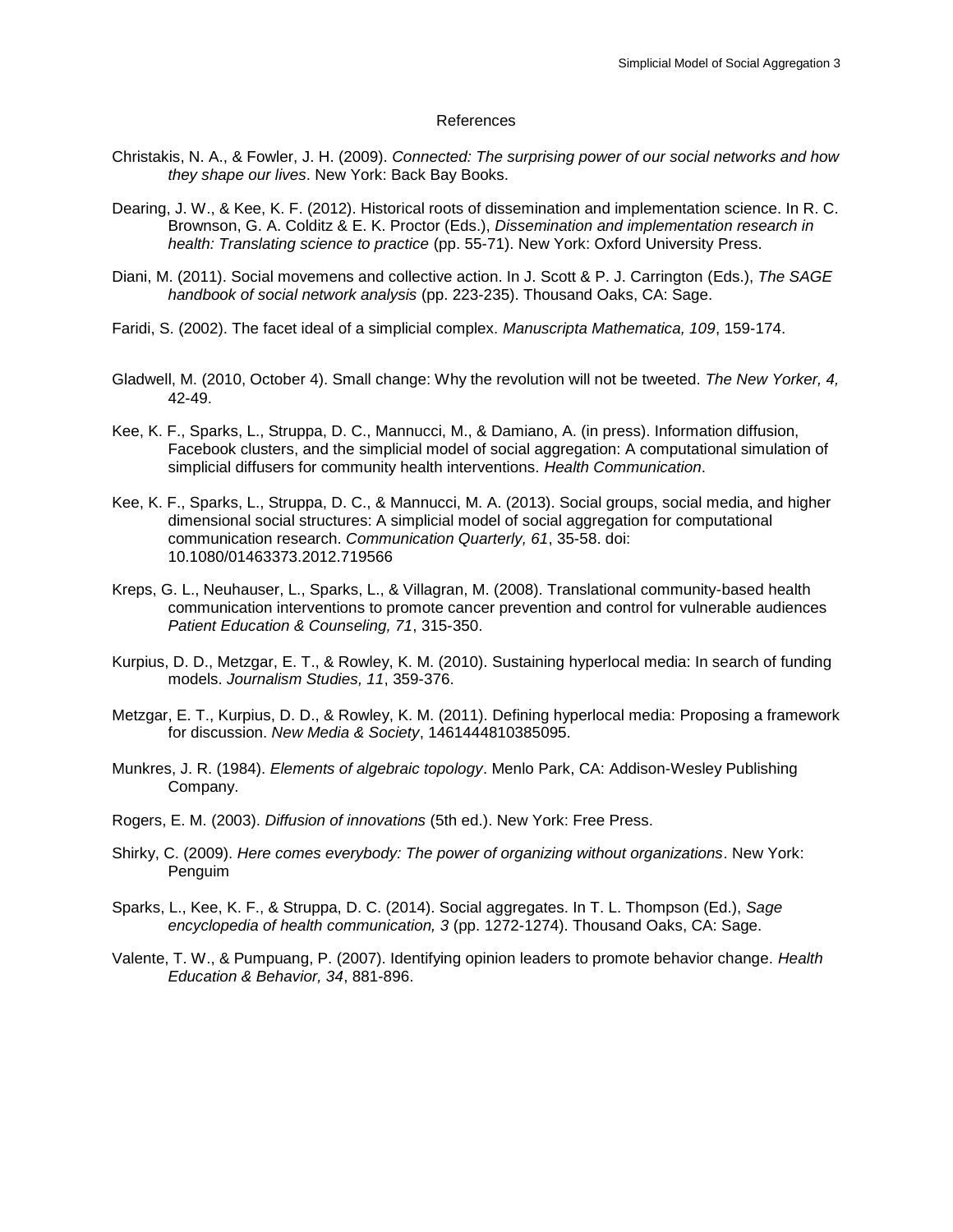# References

Christakis, N. A., & Fowler, J. H. (2009). *Connected: The surprising power of our social networks and how they shape our lives*. New York: Back Bay Books.

Dearing, J. W., & Kee, K. F. (2012). Historical roots of dissemination and implementation science. In R. C. Brownson, G. A. Colditz & E. K. Proctor (Eds.), *Dissemination and implementation research in health: Translating science to practice* (pp. 55-71). New York: Oxford University Press.

Diani, M. (2011). Social movemens and collective action. In J. Scott & P. J. Carrington (Eds.), *The SAGE handbook of social network analysis* (pp. 223-235). Thousand Oaks, CA: Sage.

Faridi, S. (2002). The facet ideal of a simplicial complex. *Manuscripta Mathematica, 109*, 159-174.

Gladwell, M. (2010, October 4). Small change: Why the revolution will not be tweeted. *The New Yorker, 4,* 42-49.

Kee, K. F., Sparks, L., Struppa, D. C., Mannucci, M., & Damiano, A. (in press). Information diffusion, Facebook clusters, and the simplicial model of social aggregation: A computational simulation of simplicial diffusers for community health interventions. *Health Communication*.

Kee, K. F., Sparks, L., Struppa, D. C., & Mannucci, M. A. (2013). Social groups, social media, and higher dimensional social structures: A simplicial model of social aggregation for computational communication research. *Communication Quarterly, 61*, 35-58. doi: 10.1080/01463373.2012.719566

Kreps, G. L., Neuhauser, L., Sparks, L., & Villagran, M. (2008). Translational community-based health communication interventions to promote cancer prevention and control for vulnerable audiences *Patient Education & Counseling, 71*, 315-350.

Kurpius, D. D., Metzgar, E. T., & Rowley, K. M. (2010). Sustaining hyperlocal media: In search of funding models. *Journalism Studies, 11*, 359-376.

Metzgar, E. T., Kurpius, D. D., & Rowley, K. M. (2011). Defining hyperlocal media: Proposing a framework for discussion. *New Media & Society*, 1461444810385095.

Munkres, J. R. (1984). *Elements of algebraic topology*. Menlo Park, CA: Addison-Wesley Publishing Company.

Rogers, E. M. (2003). *Diffusion of innovations* (5th ed.). New York: Free Press.

Shirky, C. (2009). *Here comes everybody: The power of organizing without organizations*. New York: Penguim

Sparks, L., Kee, K. F., & Struppa, D. C. (2014). Social aggregates. In T. L. Thompson (Ed.), *Sage encyclopedia of health communication, 3* (pp. 1272-1274). Thousand Oaks, CA: Sage.

Valente, T. W., & Pumpuang, P. (2007). Identifying opinion leaders to promote behavior change. *Health Education & Behavior, 34*, 881-896.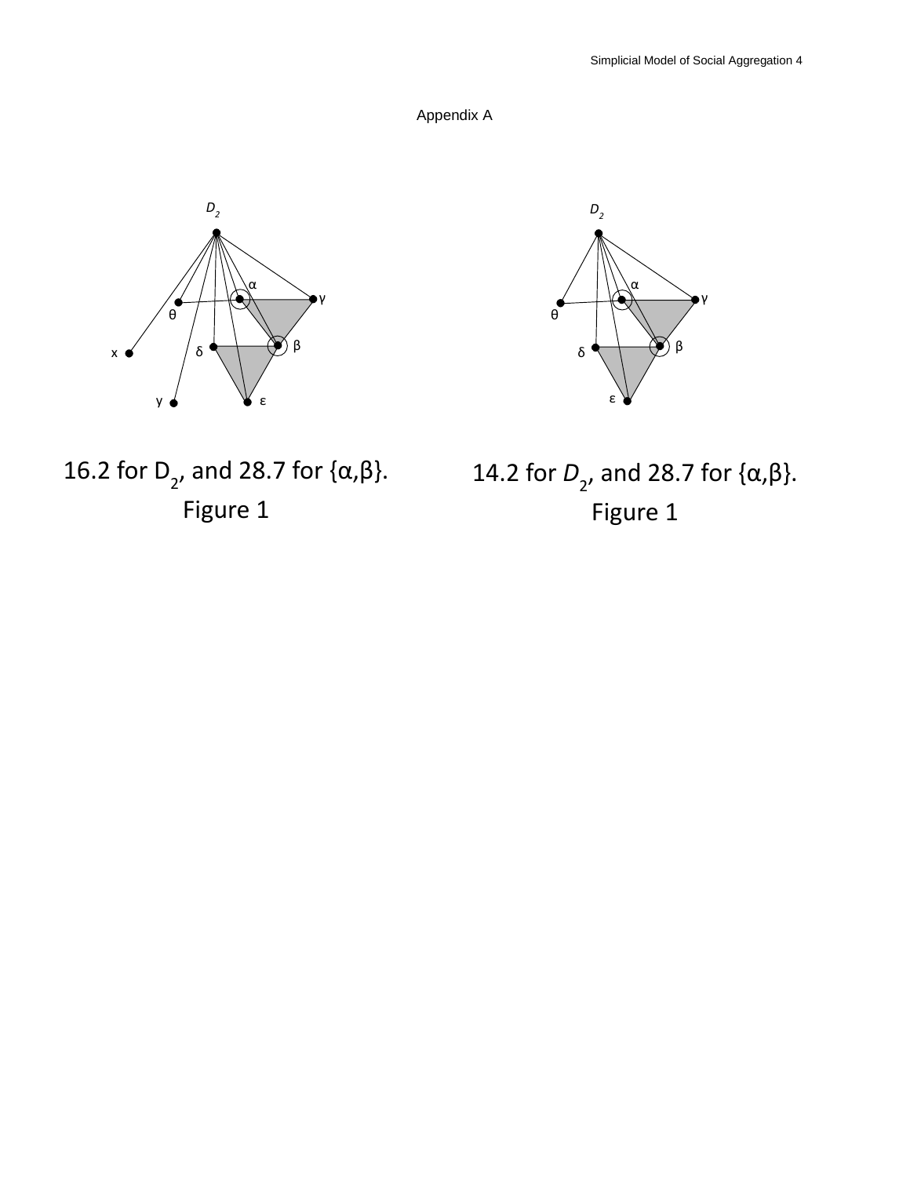Appendix A

$D_2$

α

γ

θ

β

x

δ

y

ε

16.2 for $D_2$, and 28.7 for {α,β}.

Figure 1

$D_2$

α

γ

θ

β

δ

ε

14.2 for $D_2$, and 28.7 for {α,β}.

Figure 1